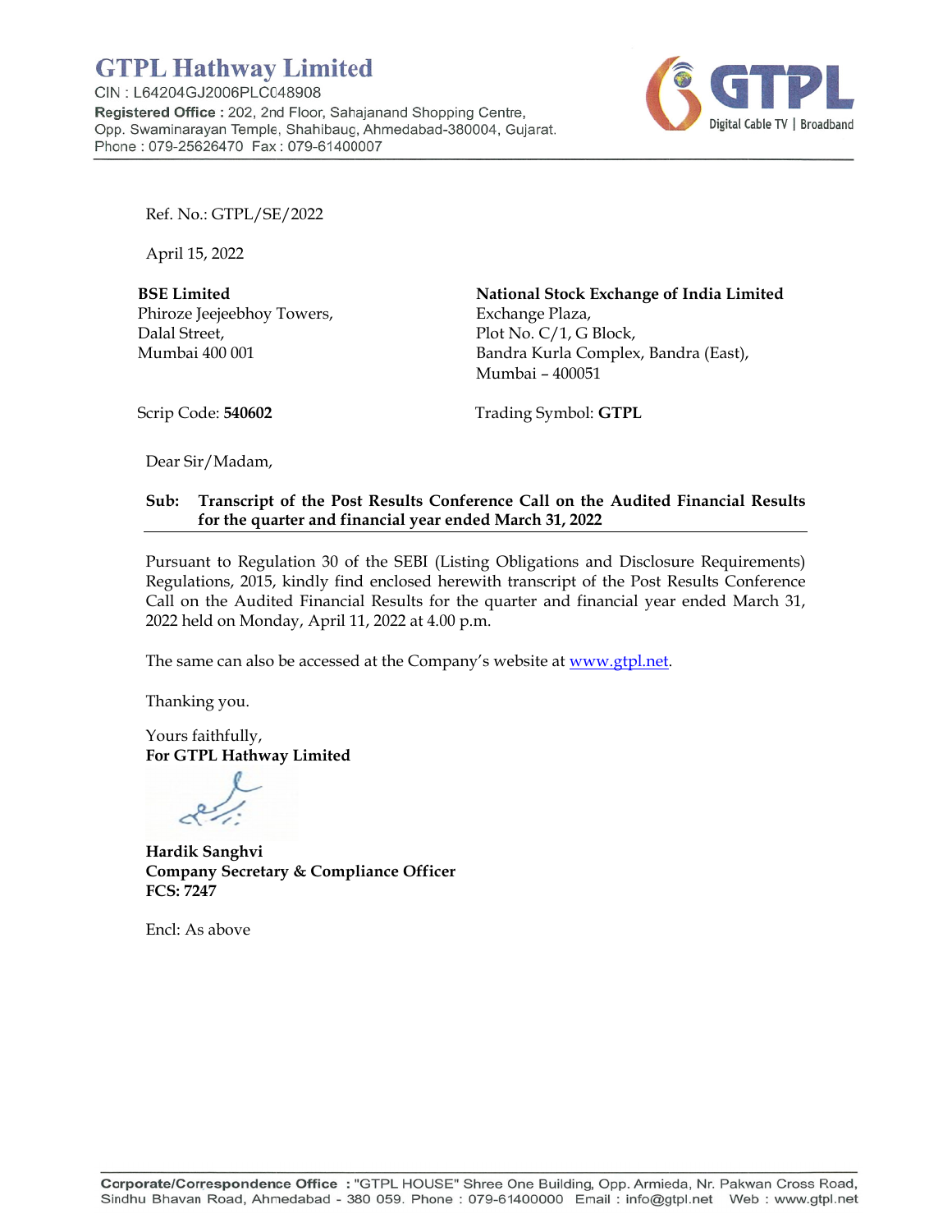# GTPL Hathway Limited

CIN : L64204GJ2006PLC048908
**Registered Office :** 202, 2nd Floor, Sahajanand Shopping Centre, Opp. Swaminarayan Temple, Shahibaug, Ahmedabad-380004, Gujarat.
Phone : 079-25626470 Fax : 079-61400007

GTPL Digital Cable TV | Broadband

Ref. No.: GTPL/SE/2022

April 15, 2022

**BSE Limited**
Phiroze Jeejeebhoy Towers,
Dalal Street,
Mumbai 400 001

**National Stock Exchange of India Limited**
Exchange Plaza,
Plot No. C/1, G Block,
Bandra Kurla Complex, Bandra (East),
Mumbai – 400051

Scrip Code: **540602**

Trading Symbol: **GTPL**

Dear Sir/Madam,

**Sub: Transcript of the Post Results Conference Call on the Audited Financial Results for the quarter and financial year ended March 31, 2022**

Pursuant to Regulation 30 of the SEBI (Listing Obligations and Disclosure Requirements) Regulations, 2015, kindly find enclosed herewith transcript of the Post Results Conference Call on the Audited Financial Results for the quarter and financial year ended March 31, 2022 held on Monday, April 11, 2022 at 4.00 p.m.

The same can also be accessed at the Company's website at www.gtpl.net.

Thanking you.

Yours faithfully,
**For GTPL Hathway Limited**

**Hardik Sanghvi**
**Company Secretary & Compliance Officer**
**FCS: 7247**

Encl: As above

**Corporate/Correspondence Office :** "GTPL HOUSE" Shree One Building, Opp. Armieda, Nr. Pakwan Cross Road, Sindhu Bhavan Road, Ahmedabad - 380 059. Phone : 079-61400000 Email : info@gtpl.net Web : www.gtpl.net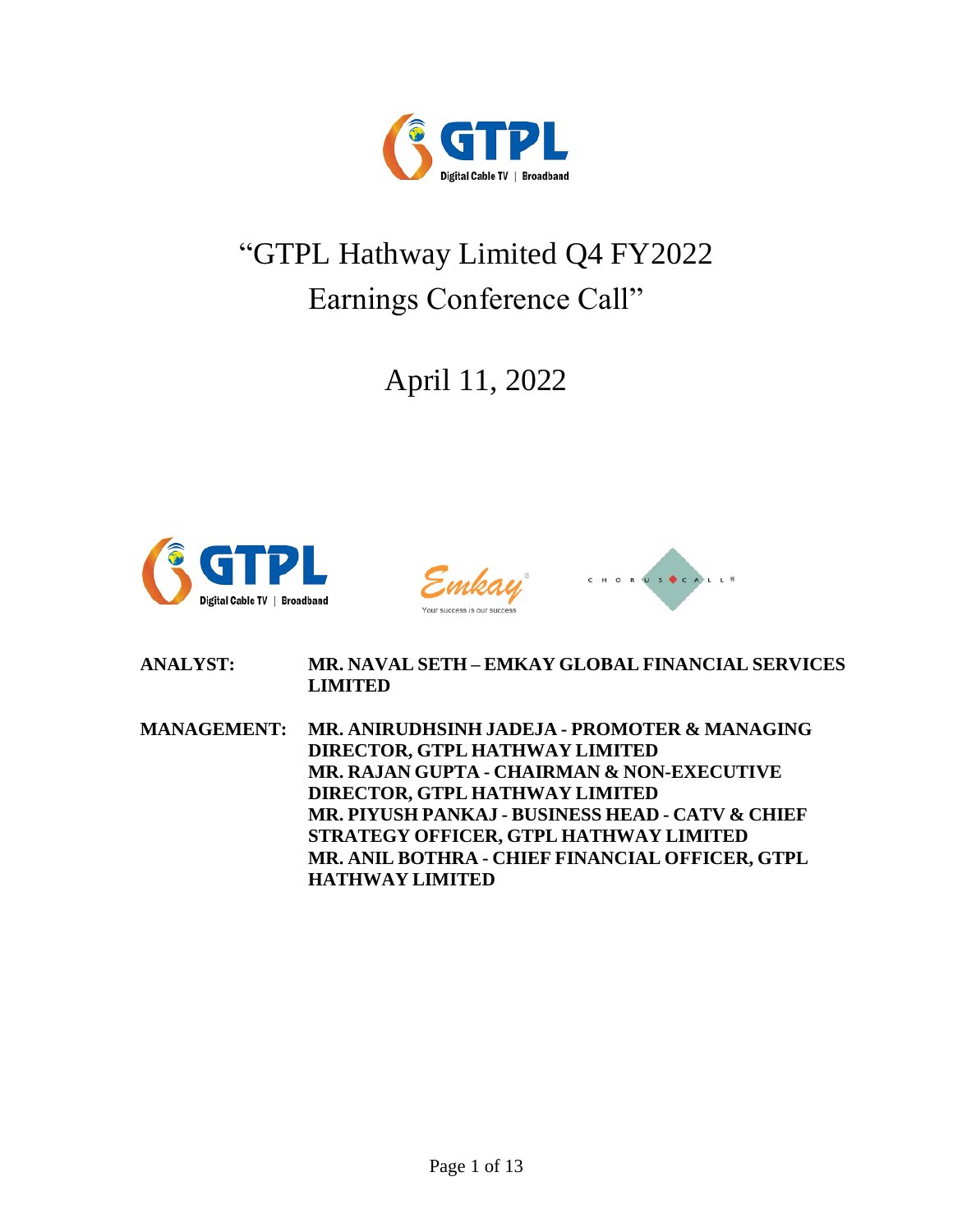# "GTPL Hathway Limited Q4 FY2022 Earnings Conference Call"

April 11, 2022

**ANALYST:** **MR. NAVAL SETH – EMKAY GLOBAL FINANCIAL SERVICES LIMITED**

**MANAGEMENT:** **MR. ANIRUDHSINH JADEJA - PROMOTER & MANAGING DIRECTOR, GTPL HATHWAY LIMITED**
**MR. RAJAN GUPTA - CHAIRMAN & NON-EXECUTIVE DIRECTOR, GTPL HATHWAY LIMITED**
**MR. PIYUSH PANKAJ - BUSINESS HEAD - CATV & CHIEF STRATEGY OFFICER, GTPL HATHWAY LIMITED**
**MR. ANIL BOTHRA - CHIEF FINANCIAL OFFICER, GTPL HATHWAY LIMITED**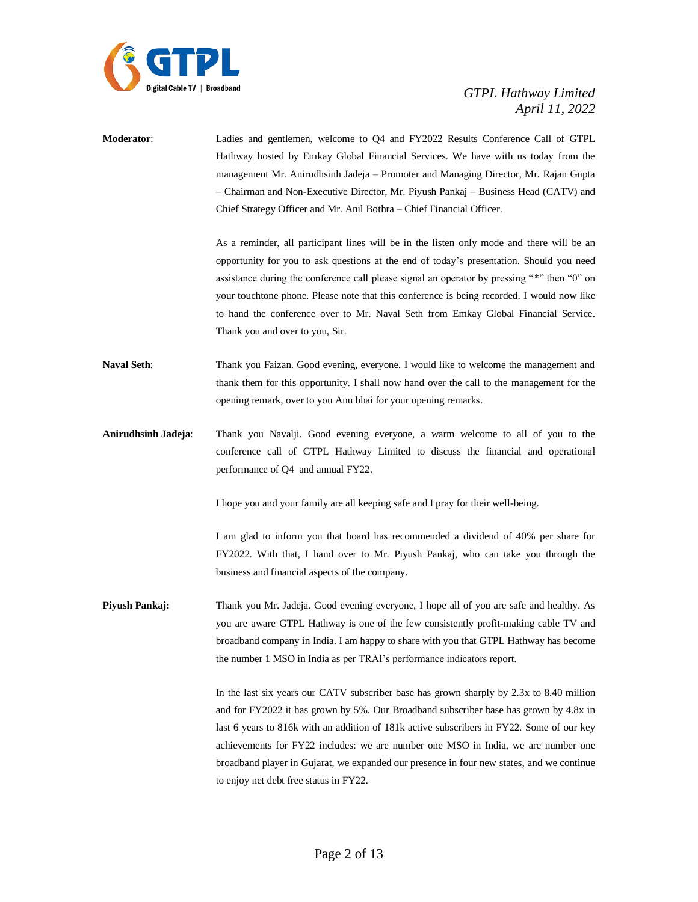**Moderator**: Ladies and gentlemen, welcome to Q4 and FY2022 Results Conference Call of GTPL Hathway hosted by Emkay Global Financial Services. We have with us today from the management Mr. Anirudhsinh Jadeja – Promoter and Managing Director, Mr. Rajan Gupta – Chairman and Non-Executive Director, Mr. Piyush Pankaj – Business Head (CATV) and Chief Strategy Officer and Mr. Anil Bothra – Chief Financial Officer.

As a reminder, all participant lines will be in the listen only mode and there will be an opportunity for you to ask questions at the end of today's presentation. Should you need assistance during the conference call please signal an operator by pressing "*" then "0" on your touchtone phone. Please note that this conference is being recorded. I would now like to hand the conference over to Mr. Naval Seth from Emkay Global Financial Service. Thank you and over to you, Sir.

**Naval Seth**: Thank you Faizan. Good evening, everyone. I would like to welcome the management and thank them for this opportunity. I shall now hand over the call to the management for the opening remark, over to you Anu bhai for your opening remarks.

**Anirudhsinh Jadeja**: Thank you Navalji. Good evening everyone, a warm welcome to all of you to the conference call of GTPL Hathway Limited to discuss the financial and operational performance of Q4 and annual FY22.

I hope you and your family are all keeping safe and I pray for their well-being.

I am glad to inform you that board has recommended a dividend of 40% per share for FY2022. With that, I hand over to Mr. Piyush Pankaj, who can take you through the business and financial aspects of the company.

**Piyush Pankaj:** Thank you Mr. Jadeja. Good evening everyone, I hope all of you are safe and healthy. As you are aware GTPL Hathway is one of the few consistently profit-making cable TV and broadband company in India. I am happy to share with you that GTPL Hathway has become the number 1 MSO in India as per TRAI's performance indicators report.

In the last six years our CATV subscriber base has grown sharply by 2.3x to 8.40 million and for FY2022 it has grown by 5%. Our Broadband subscriber base has grown by 4.8x in last 6 years to 816k with an addition of 181k active subscribers in FY22. Some of our key achievements for FY22 includes: we are number one MSO in India, we are number one broadband player in Gujarat, we expanded our presence in four new states, and we continue to enjoy net debt free status in FY22.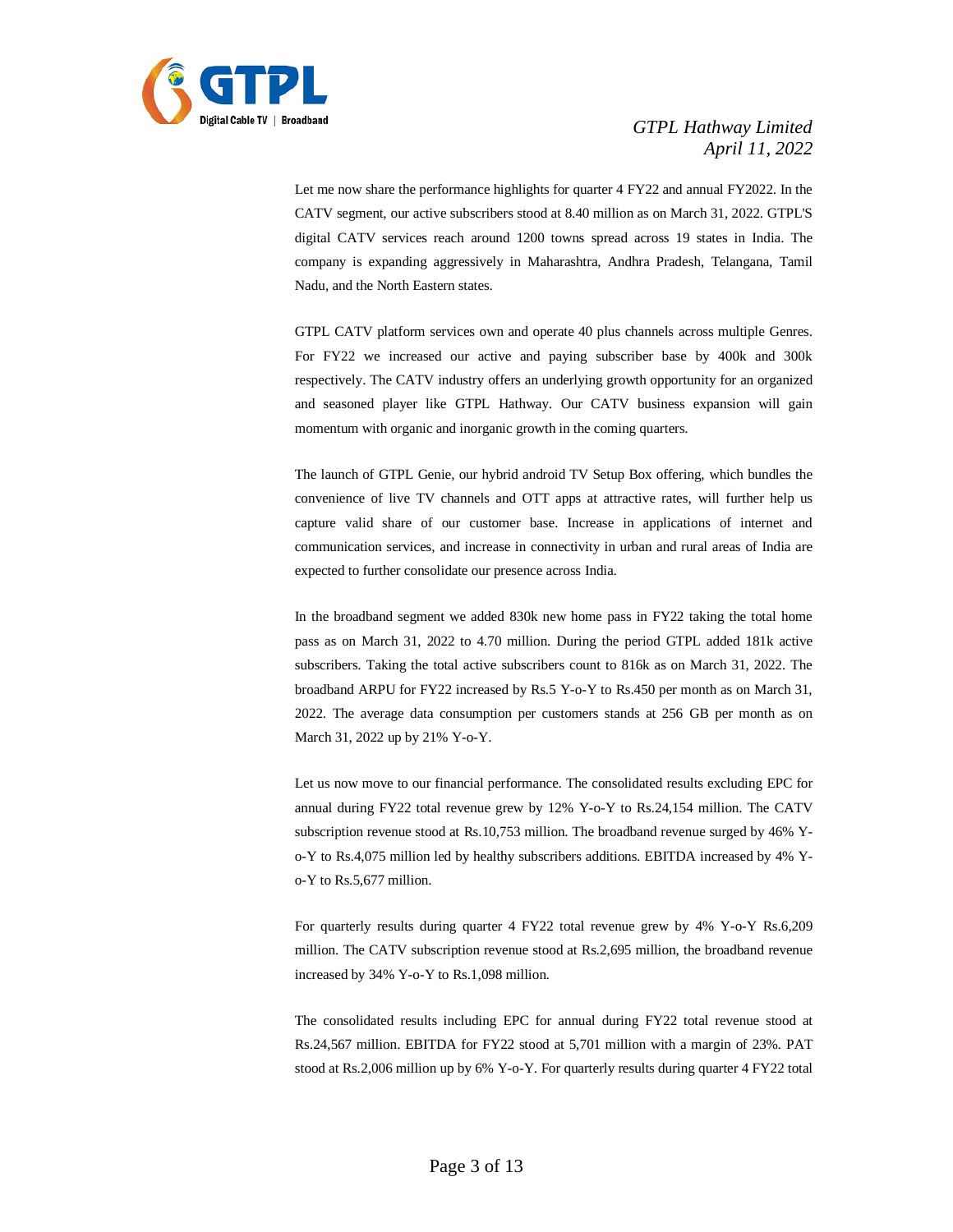Let me now share the performance highlights for quarter 4 FY22 and annual FY2022. In the CATV segment, our active subscribers stood at 8.40 million as on March 31, 2022. GTPL'S digital CATV services reach around 1200 towns spread across 19 states in India. The company is expanding aggressively in Maharashtra, Andhra Pradesh, Telangana, Tamil Nadu, and the North Eastern states.

GTPL CATV platform services own and operate 40 plus channels across multiple Genres. For FY22 we increased our active and paying subscriber base by 400k and 300k respectively. The CATV industry offers an underlying growth opportunity for an organized and seasoned player like GTPL Hathway. Our CATV business expansion will gain momentum with organic and inorganic growth in the coming quarters.

The launch of GTPL Genie, our hybrid android TV Setup Box offering, which bundles the convenience of live TV channels and OTT apps at attractive rates, will further help us capture valid share of our customer base. Increase in applications of internet and communication services, and increase in connectivity in urban and rural areas of India are expected to further consolidate our presence across India.

In the broadband segment we added 830k new home pass in FY22 taking the total home pass as on March 31, 2022 to 4.70 million. During the period GTPL added 181k active subscribers. Taking the total active subscribers count to 816k as on March 31, 2022. The broadband ARPU for FY22 increased by Rs.5 Y-o-Y to Rs.450 per month as on March 31, 2022. The average data consumption per customers stands at 256 GB per month as on March 31, 2022 up by 21% Y-o-Y.

Let us now move to our financial performance. The consolidated results excluding EPC for annual during FY22 total revenue grew by 12% Y-o-Y to Rs.24,154 million. The CATV subscription revenue stood at Rs.10,753 million. The broadband revenue surged by 46% Y-o-Y to Rs.4,075 million led by healthy subscribers additions. EBITDA increased by 4% Y-o-Y to Rs.5,677 million.

For quarterly results during quarter 4 FY22 total revenue grew by 4% Y-o-Y Rs.6,209 million. The CATV subscription revenue stood at Rs.2,695 million, the broadband revenue increased by 34% Y-o-Y to Rs.1,098 million.

The consolidated results including EPC for annual during FY22 total revenue stood at Rs.24,567 million. EBITDA for FY22 stood at 5,701 million with a margin of 23%. PAT stood at Rs.2,006 million up by 6% Y-o-Y. For quarterly results during quarter 4 FY22 total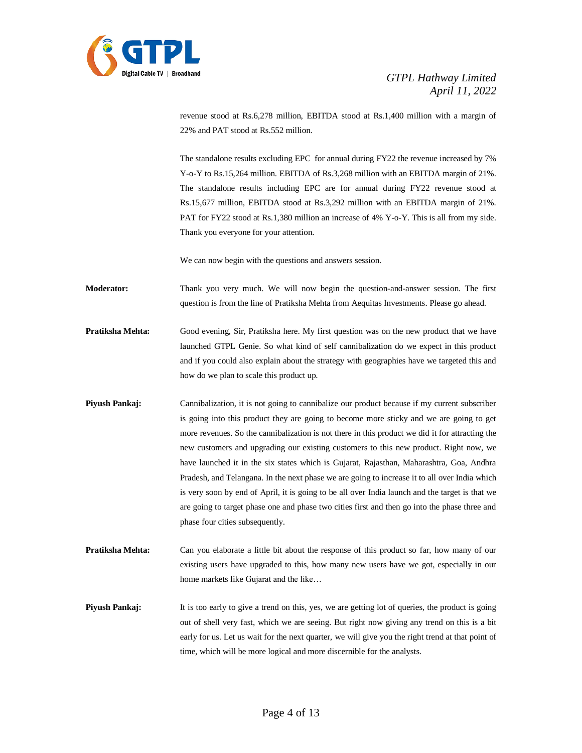revenue stood at Rs.6,278 million, EBITDA stood at Rs.1,400 million with a margin of 22% and PAT stood at Rs.552 million.

The standalone results excluding EPC for annual during FY22 the revenue increased by 7% Y-o-Y to Rs.15,264 million. EBITDA of Rs.3,268 million with an EBITDA margin of 21%. The standalone results including EPC are for annual during FY22 revenue stood at Rs.15,677 million, EBITDA stood at Rs.3,292 million with an EBITDA margin of 21%. PAT for FY22 stood at Rs.1,380 million an increase of 4% Y-o-Y. This is all from my side. Thank you everyone for your attention.

We can now begin with the questions and answers session.

**Moderator:** Thank you very much. We will now begin the question-and-answer session. The first question is from the line of Pratiksha Mehta from Aequitas Investments. Please go ahead.

**Pratiksha Mehta:** Good evening, Sir, Pratiksha here. My first question was on the new product that we have launched GTPL Genie. So what kind of self cannibalization do we expect in this product and if you could also explain about the strategy with geographies have we targeted this and how do we plan to scale this product up.

**Piyush Pankaj:** Cannibalization, it is not going to cannibalize our product because if my current subscriber is going into this product they are going to become more sticky and we are going to get more revenues. So the cannibalization is not there in this product we did it for attracting the new customers and upgrading our existing customers to this new product. Right now, we have launched it in the six states which is Gujarat, Rajasthan, Maharashtra, Goa, Andhra Pradesh, and Telangana. In the next phase we are going to increase it to all over India which is very soon by end of April, it is going to be all over India launch and the target is that we are going to target phase one and phase two cities first and then go into the phase three and phase four cities subsequently.

**Pratiksha Mehta:** Can you elaborate a little bit about the response of this product so far, how many of our existing users have upgraded to this, how many new users have we got, especially in our home markets like Gujarat and the like…

**Piyush Pankaj:** It is too early to give a trend on this, yes, we are getting lot of queries, the product is going out of shell very fast, which we are seeing. But right now giving any trend on this is a bit early for us. Let us wait for the next quarter, we will give you the right trend at that point of time, which will be more logical and more discernible for the analysts.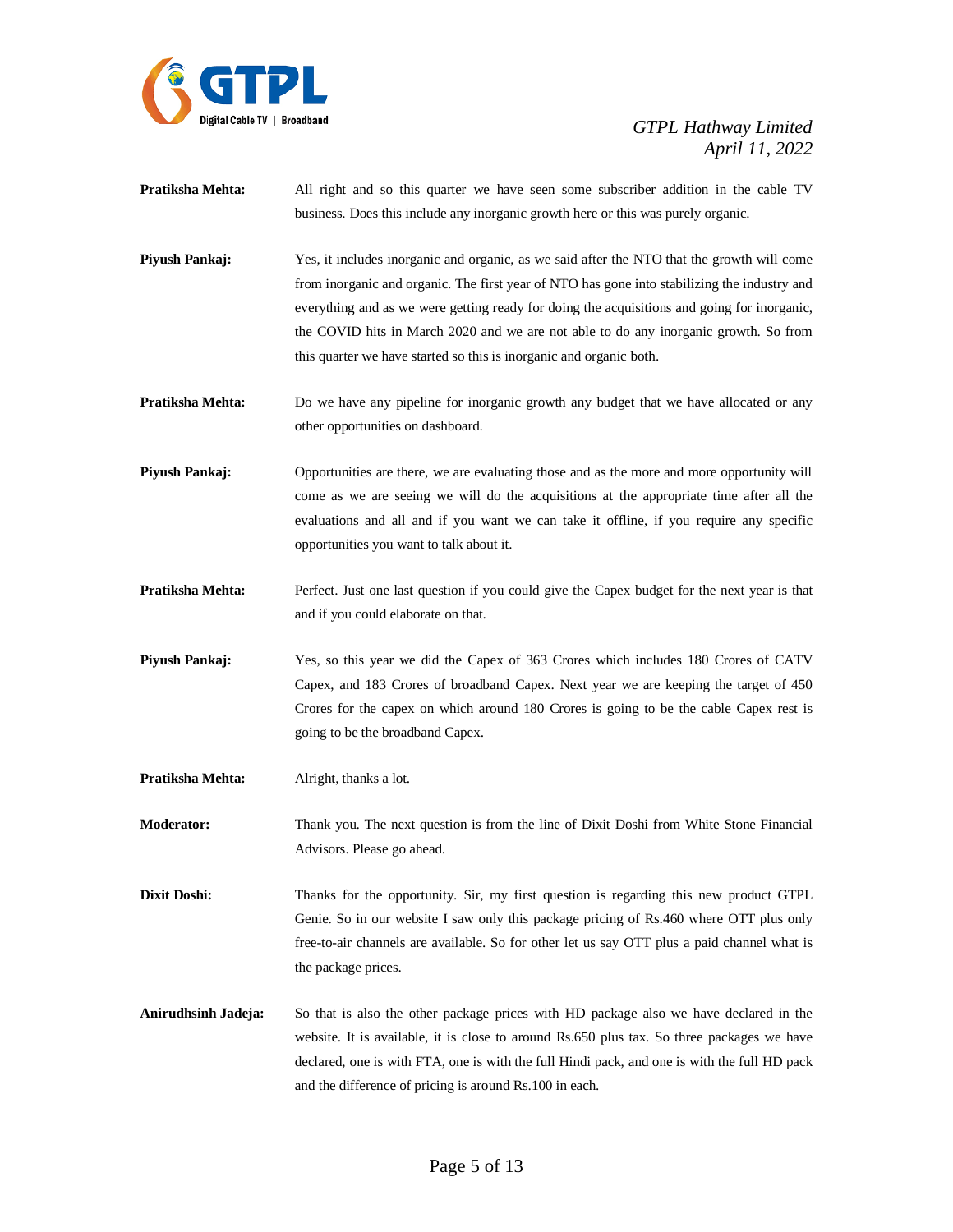**Pratiksha Mehta:** All right and so this quarter we have seen some subscriber addition in the cable TV business. Does this include any inorganic growth here or this was purely organic.

**Piyush Pankaj:** Yes, it includes inorganic and organic, as we said after the NTO that the growth will come from inorganic and organic. The first year of NTO has gone into stabilizing the industry and everything and as we were getting ready for doing the acquisitions and going for inorganic, the COVID hits in March 2020 and we are not able to do any inorganic growth. So from this quarter we have started so this is inorganic and organic both.

**Pratiksha Mehta:** Do we have any pipeline for inorganic growth any budget that we have allocated or any other opportunities on dashboard.

**Piyush Pankaj:** Opportunities are there, we are evaluating those and as the more and more opportunity will come as we are seeing we will do the acquisitions at the appropriate time after all the evaluations and all and if you want we can take it offline, if you require any specific opportunities you want to talk about it.

**Pratiksha Mehta:** Perfect. Just one last question if you could give the Capex budget for the next year is that and if you could elaborate on that.

**Piyush Pankaj:** Yes, so this year we did the Capex of 363 Crores which includes 180 Crores of CATV Capex, and 183 Crores of broadband Capex. Next year we are keeping the target of 450 Crores for the capex on which around 180 Crores is going to be the cable Capex rest is going to be the broadband Capex.

**Pratiksha Mehta:** Alright, thanks a lot.

**Moderator:** Thank you. The next question is from the line of Dixit Doshi from White Stone Financial Advisors. Please go ahead.

**Dixit Doshi:** Thanks for the opportunity. Sir, my first question is regarding this new product GTPL Genie. So in our website I saw only this package pricing of Rs.460 where OTT plus only free-to-air channels are available. So for other let us say OTT plus a paid channel what is the package prices.

**Anirudhsinh Jadeja:** So that is also the other package prices with HD package also we have declared in the website. It is available, it is close to around Rs.650 plus tax. So three packages we have declared, one is with FTA, one is with the full Hindi pack, and one is with the full HD pack and the difference of pricing is around Rs.100 in each.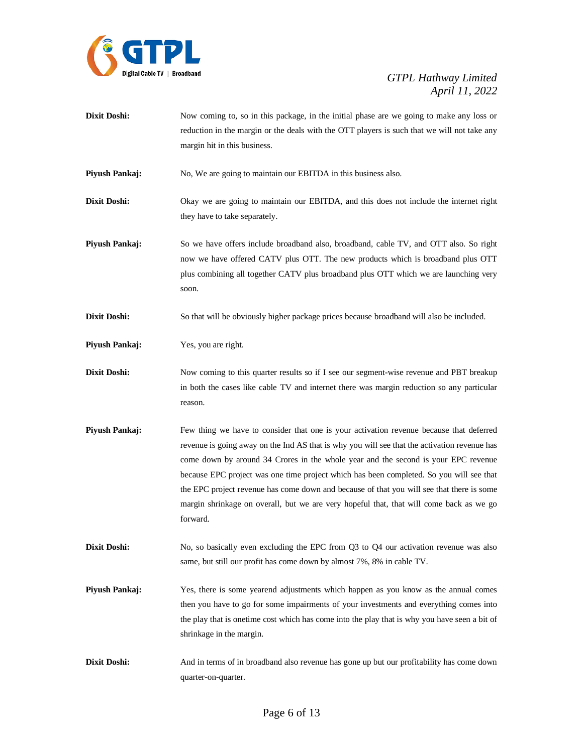**Dixit Doshi:** Now coming to, so in this package, in the initial phase are we going to make any loss or reduction in the margin or the deals with the OTT players is such that we will not take any margin hit in this business.

**Piyush Pankaj:** No, We are going to maintain our EBITDA in this business also.

**Dixit Doshi:** Okay we are going to maintain our EBITDA, and this does not include the internet right they have to take separately.

**Piyush Pankaj:** So we have offers include broadband also, broadband, cable TV, and OTT also. So right now we have offered CATV plus OTT. The new products which is broadband plus OTT plus combining all together CATV plus broadband plus OTT which we are launching very soon.

**Dixit Doshi:** So that will be obviously higher package prices because broadband will also be included.

**Piyush Pankaj:** Yes, you are right.

**Dixit Doshi:** Now coming to this quarter results so if I see our segment-wise revenue and PBT breakup in both the cases like cable TV and internet there was margin reduction so any particular reason.

**Piyush Pankaj:** Few thing we have to consider that one is your activation revenue because that deferred revenue is going away on the Ind AS that is why you will see that the activation revenue has come down by around 34 Crores in the whole year and the second is your EPC revenue because EPC project was one time project which has been completed. So you will see that the EPC project revenue has come down and because of that you will see that there is some margin shrinkage on overall, but we are very hopeful that, that will come back as we go forward.

**Dixit Doshi:** No, so basically even excluding the EPC from Q3 to Q4 our activation revenue was also same, but still our profit has come down by almost 7%, 8% in cable TV.

**Piyush Pankaj:** Yes, there is some yearend adjustments which happen as you know as the annual comes then you have to go for some impairments of your investments and everything comes into the play that is onetime cost which has come into the play that is why you have seen a bit of shrinkage in the margin.

**Dixit Doshi:** And in terms of in broadband also revenue has gone up but our profitability has come down quarter-on-quarter.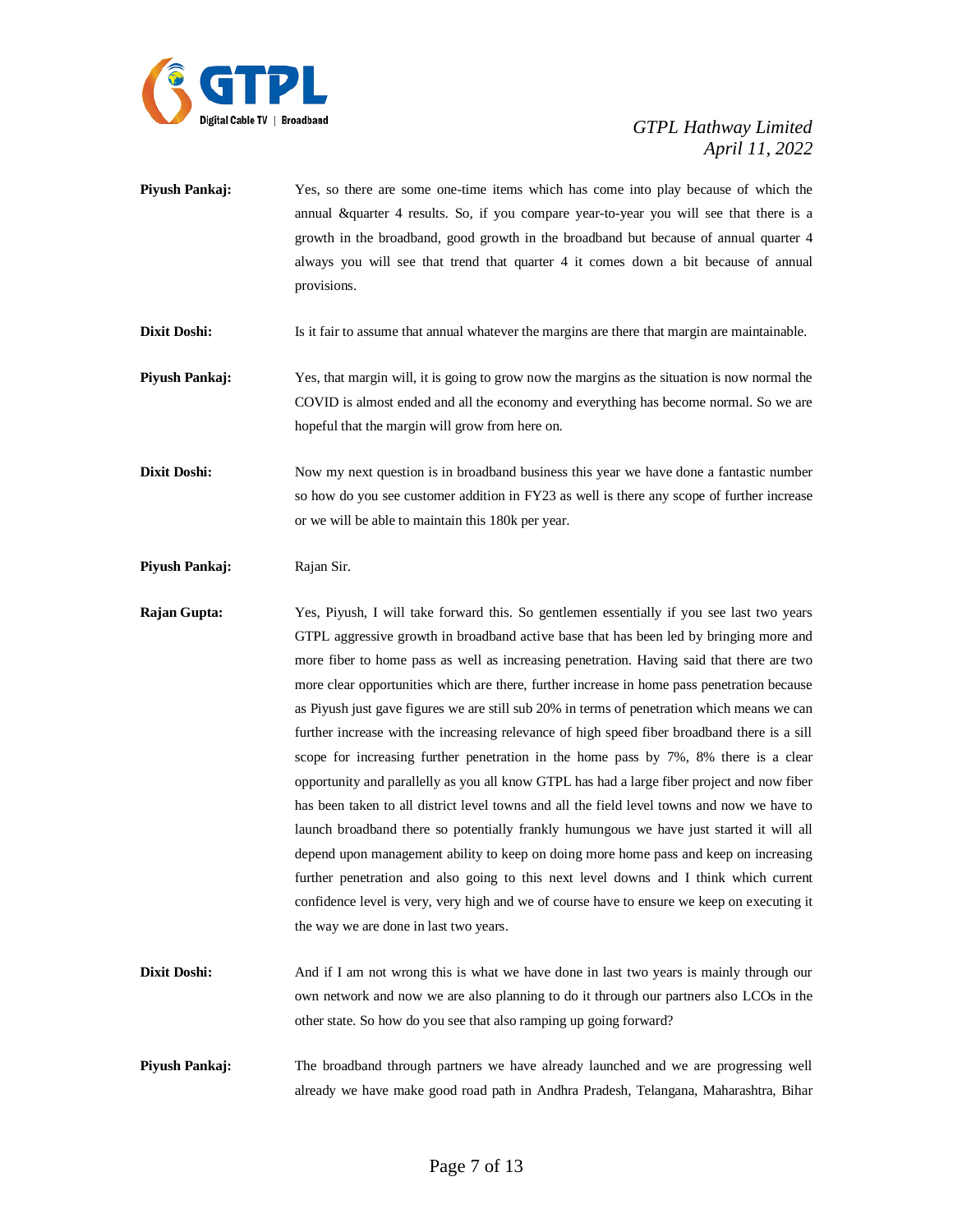**Piyush Pankaj:** Yes, so there are some one-time items which has come into play because of which the annual &quarter 4 results. So, if you compare year-to-year you will see that there is a growth in the broadband, good growth in the broadband but because of annual quarter 4 always you will see that trend that quarter 4 it comes down a bit because of annual provisions.

**Dixit Doshi:** Is it fair to assume that annual whatever the margins are there that margin are maintainable.

**Piyush Pankaj:** Yes, that margin will, it is going to grow now the margins as the situation is now normal the COVID is almost ended and all the economy and everything has become normal. So we are hopeful that the margin will grow from here on.

**Dixit Doshi:** Now my next question is in broadband business this year we have done a fantastic number so how do you see customer addition in FY23 as well is there any scope of further increase or we will be able to maintain this 180k per year.

**Piyush Pankaj:** Rajan Sir.

**Rajan Gupta:** Yes, Piyush, I will take forward this. So gentlemen essentially if you see last two years GTPL aggressive growth in broadband active base that has been led by bringing more and more fiber to home pass as well as increasing penetration. Having said that there are two more clear opportunities which are there, further increase in home pass penetration because as Piyush just gave figures we are still sub 20% in terms of penetration which means we can further increase with the increasing relevance of high speed fiber broadband there is a sill scope for increasing further penetration in the home pass by 7%, 8% there is a clear opportunity and parallelly as you all know GTPL has had a large fiber project and now fiber has been taken to all district level towns and all the field level towns and now we have to launch broadband there so potentially frankly humungous we have just started it will all depend upon management ability to keep on doing more home pass and keep on increasing further penetration and also going to this next level downs and I think which current confidence level is very, very high and we of course have to ensure we keep on executing it the way we are done in last two years.

**Dixit Doshi:** And if I am not wrong this is what we have done in last two years is mainly through our own network and now we are also planning to do it through our partners also LCOs in the other state. So how do you see that also ramping up going forward?

**Piyush Pankaj:** The broadband through partners we have already launched and we are progressing well already we have make good road path in Andhra Pradesh, Telangana, Maharashtra, Bihar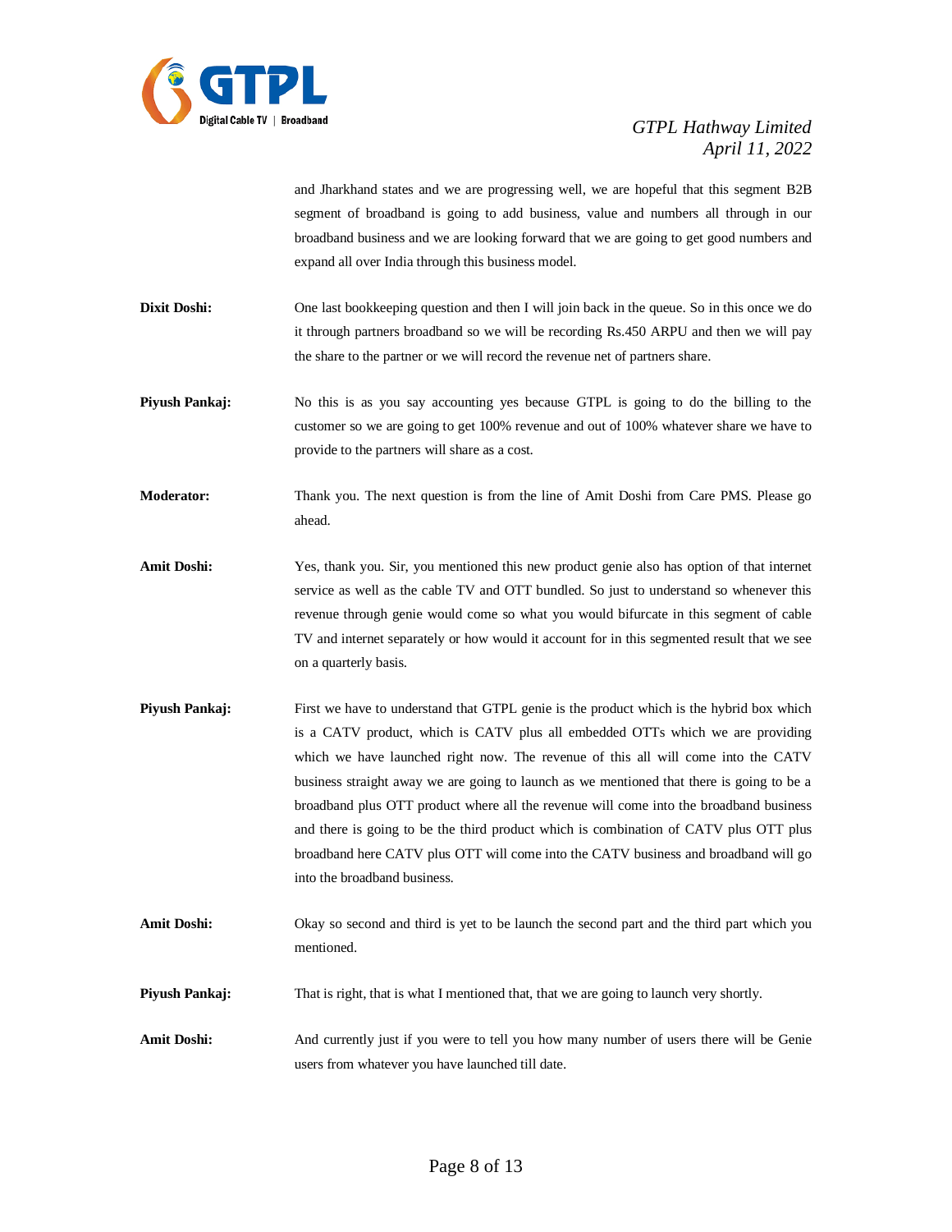and Jharkhand states and we are progressing well, we are hopeful that this segment B2B segment of broadband is going to add business, value and numbers all through in our broadband business and we are looking forward that we are going to get good numbers and expand all over India through this business model.

**Dixit Doshi:** One last bookkeeping question and then I will join back in the queue. So in this once we do it through partners broadband so we will be recording Rs.450 ARPU and then we will pay the share to the partner or we will record the revenue net of partners share.

**Piyush Pankaj:** No this is as you say accounting yes because GTPL is going to do the billing to the customer so we are going to get 100% revenue and out of 100% whatever share we have to provide to the partners will share as a cost.

**Moderator:** Thank you. The next question is from the line of Amit Doshi from Care PMS. Please go ahead.

**Amit Doshi:** Yes, thank you. Sir, you mentioned this new product genie also has option of that internet service as well as the cable TV and OTT bundled. So just to understand so whenever this revenue through genie would come so what you would bifurcate in this segment of cable TV and internet separately or how would it account for in this segmented result that we see on a quarterly basis.

**Piyush Pankaj:** First we have to understand that GTPL genie is the product which is the hybrid box which is a CATV product, which is CATV plus all embedded OTTs which we are providing which we have launched right now. The revenue of this all will come into the CATV business straight away we are going to launch as we mentioned that there is going to be a broadband plus OTT product where all the revenue will come into the broadband business and there is going to be the third product which is combination of CATV plus OTT plus broadband here CATV plus OTT will come into the CATV business and broadband will go into the broadband business.

**Amit Doshi:** Okay so second and third is yet to be launch the second part and the third part which you mentioned.

**Piyush Pankaj:** That is right, that is what I mentioned that, that we are going to launch very shortly.

**Amit Doshi:** And currently just if you were to tell you how many number of users there will be Genie users from whatever you have launched till date.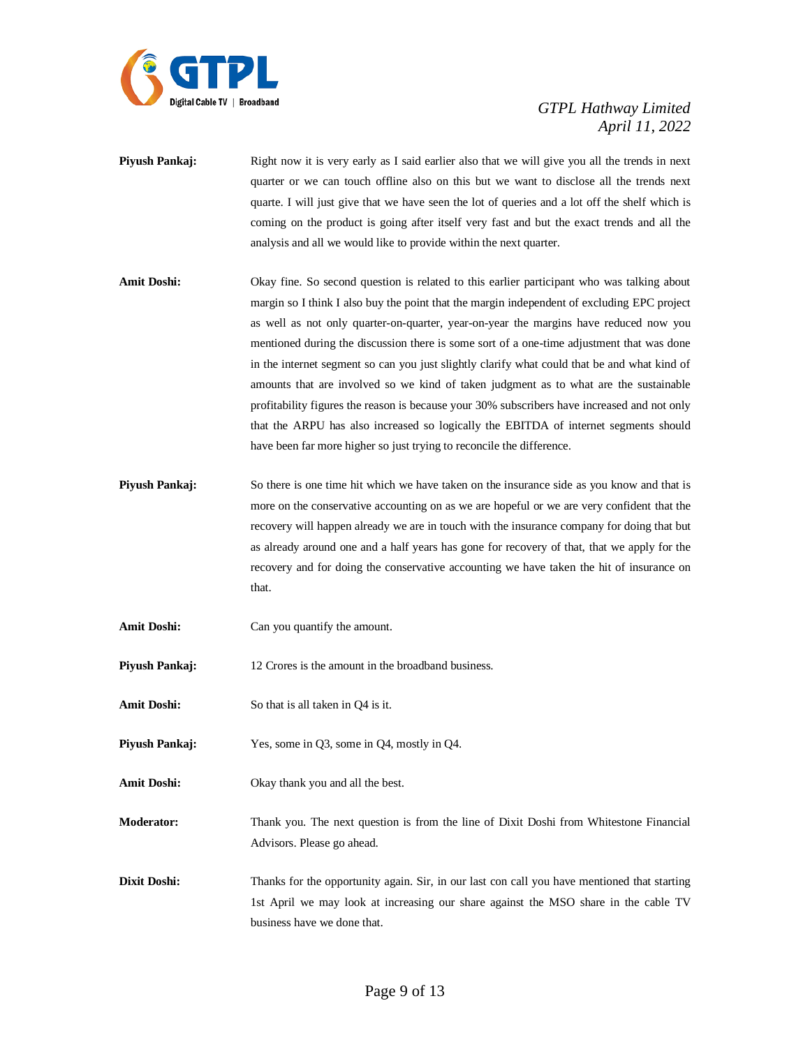**Piyush Pankaj:** Right now it is very early as I said earlier also that we will give you all the trends in next quarter or we can touch offline also on this but we want to disclose all the trends next quarte. I will just give that we have seen the lot of queries and a lot off the shelf which is coming on the product is going after itself very fast and but the exact trends and all the analysis and all we would like to provide within the next quarter.

**Amit Doshi:** Okay fine. So second question is related to this earlier participant who was talking about margin so I think I also buy the point that the margin independent of excluding EPC project as well as not only quarter-on-quarter, year-on-year the margins have reduced now you mentioned during the discussion there is some sort of a one-time adjustment that was done in the internet segment so can you just slightly clarify what could that be and what kind of amounts that are involved so we kind of taken judgment as to what are the sustainable profitability figures the reason is because your 30% subscribers have increased and not only that the ARPU has also increased so logically the EBITDA of internet segments should have been far more higher so just trying to reconcile the difference.

**Piyush Pankaj:** So there is one time hit which we have taken on the insurance side as you know and that is more on the conservative accounting on as we are hopeful or we are very confident that the recovery will happen already we are in touch with the insurance company for doing that but as already around one and a half years has gone for recovery of that, that we apply for the recovery and for doing the conservative accounting we have taken the hit of insurance on that.

**Amit Doshi:** Can you quantify the amount.

**Piyush Pankaj:** 12 Crores is the amount in the broadband business.

**Amit Doshi:** So that is all taken in Q4 is it.

**Piyush Pankaj:** Yes, some in Q3, some in Q4, mostly in Q4.

**Amit Doshi:** Okay thank you and all the best.

**Moderator:** Thank you. The next question is from the line of Dixit Doshi from Whitestone Financial Advisors. Please go ahead.

**Dixit Doshi:** Thanks for the opportunity again. Sir, in our last con call you have mentioned that starting 1st April we may look at increasing our share against the MSO share in the cable TV business have we done that.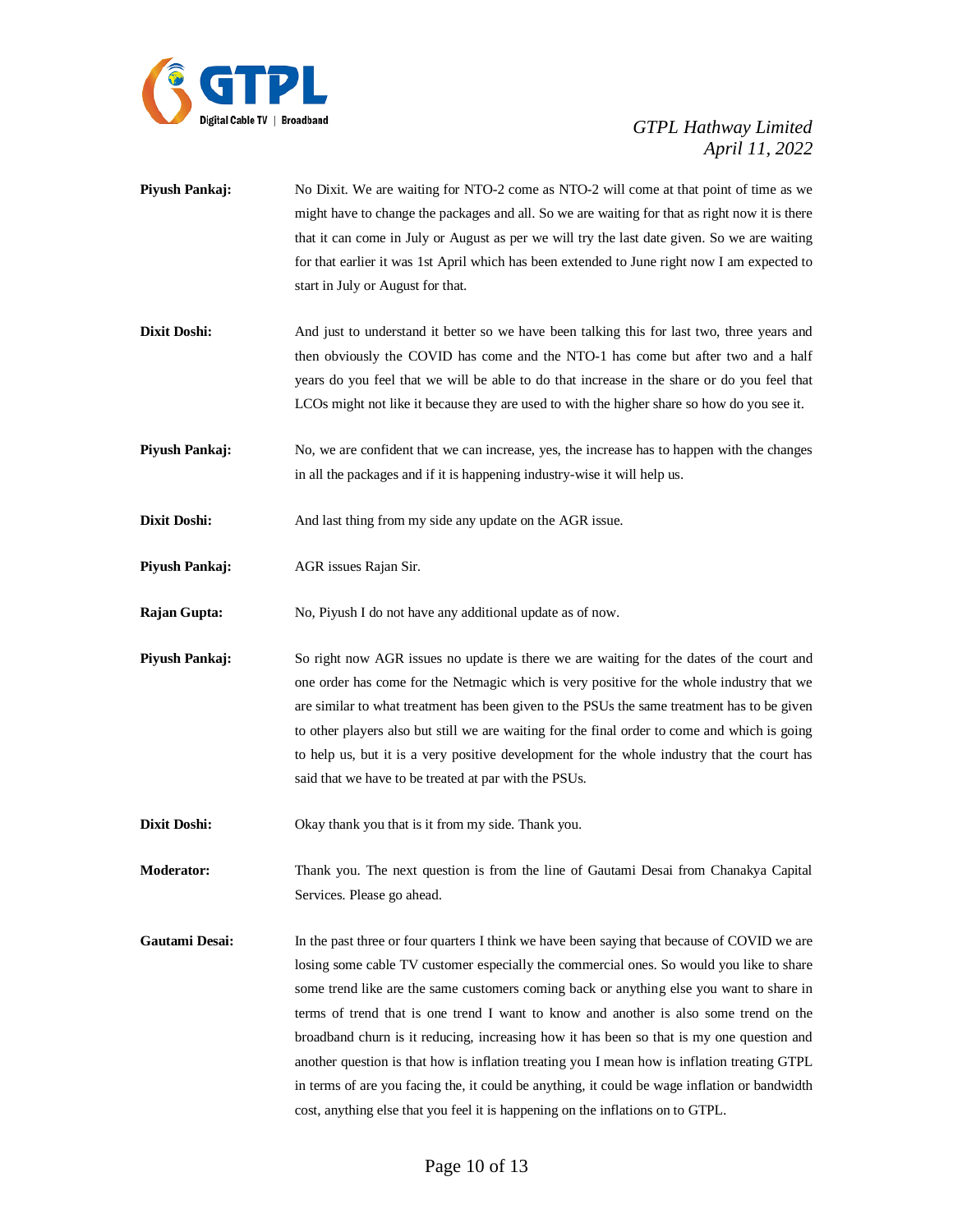**Piyush Pankaj:** No Dixit. We are waiting for NTO-2 come as NTO-2 will come at that point of time as we might have to change the packages and all. So we are waiting for that as right now it is there that it can come in July or August as per we will try the last date given. So we are waiting for that earlier it was 1st April which has been extended to June right now I am expected to start in July or August for that.

**Dixit Doshi:** And just to understand it better so we have been talking this for last two, three years and then obviously the COVID has come and the NTO-1 has come but after two and a half years do you feel that we will be able to do that increase in the share or do you feel that LCOs might not like it because they are used to with the higher share so how do you see it.

**Piyush Pankaj:** No, we are confident that we can increase, yes, the increase has to happen with the changes in all the packages and if it is happening industry-wise it will help us.

**Dixit Doshi:** And last thing from my side any update on the AGR issue.

**Piyush Pankaj:** AGR issues Rajan Sir.

**Rajan Gupta:** No, Piyush I do not have any additional update as of now.

**Piyush Pankaj:** So right now AGR issues no update is there we are waiting for the dates of the court and one order has come for the Netmagic which is very positive for the whole industry that we are similar to what treatment has been given to the PSUs the same treatment has to be given to other players also but still we are waiting for the final order to come and which is going to help us, but it is a very positive development for the whole industry that the court has said that we have to be treated at par with the PSUs.

**Dixit Doshi:** Okay thank you that is it from my side. Thank you.

**Moderator:** Thank you. The next question is from the line of Gautami Desai from Chanakya Capital Services. Please go ahead.

**Gautami Desai:** In the past three or four quarters I think we have been saying that because of COVID we are losing some cable TV customer especially the commercial ones. So would you like to share some trend like are the same customers coming back or anything else you want to share in terms of trend that is one trend I want to know and another is also some trend on the broadband churn is it reducing, increasing how it has been so that is my one question and another question is that how is inflation treating you I mean how is inflation treating GTPL in terms of are you facing the, it could be anything, it could be wage inflation or bandwidth cost, anything else that you feel it is happening on the inflations on to GTPL.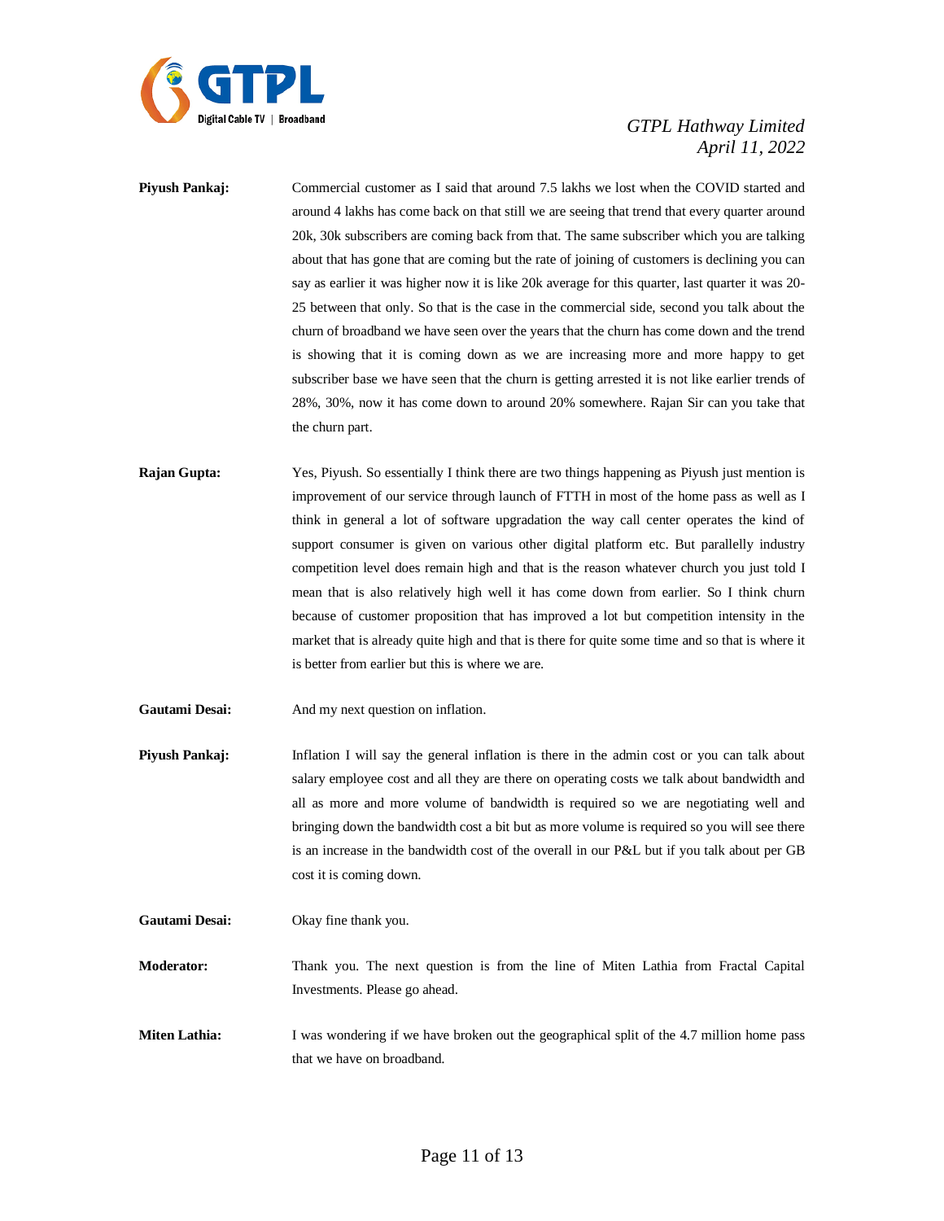**Piyush Pankaj:** Commercial customer as I said that around 7.5 lakhs we lost when the COVID started and around 4 lakhs has come back on that still we are seeing that trend that every quarter around 20k, 30k subscribers are coming back from that. The same subscriber which you are talking about that has gone that are coming but the rate of joining of customers is declining you can say as earlier it was higher now it is like 20k average for this quarter, last quarter it was 20-25 between that only. So that is the case in the commercial side, second you talk about the churn of broadband we have seen over the years that the churn has come down and the trend is showing that it is coming down as we are increasing more and more happy to get subscriber base we have seen that the churn is getting arrested it is not like earlier trends of 28%, 30%, now it has come down to around 20% somewhere. Rajan Sir can you take that the churn part.

**Rajan Gupta:** Yes, Piyush. So essentially I think there are two things happening as Piyush just mention is improvement of our service through launch of FTTH in most of the home pass as well as I think in general a lot of software upgradation the way call center operates the kind of support consumer is given on various other digital platform etc. But parallelly industry competition level does remain high and that is the reason whatever church you just told I mean that is also relatively high well it has come down from earlier. So I think churn because of customer proposition that has improved a lot but competition intensity in the market that is already quite high and that is there for quite some time and so that is where it is better from earlier but this is where we are.

**Gautami Desai:** And my next question on inflation.

**Piyush Pankaj:** Inflation I will say the general inflation is there in the admin cost or you can talk about salary employee cost and all they are there on operating costs we talk about bandwidth and all as more and more volume of bandwidth is required so we are negotiating well and bringing down the bandwidth cost a bit but as more volume is required so you will see there is an increase in the bandwidth cost of the overall in our P&L but if you talk about per GB cost it is coming down.

**Gautami Desai:** Okay fine thank you.

**Moderator:** Thank you. The next question is from the line of Miten Lathia from Fractal Capital Investments. Please go ahead.

**Miten Lathia:** I was wondering if we have broken out the geographical split of the 4.7 million home pass that we have on broadband.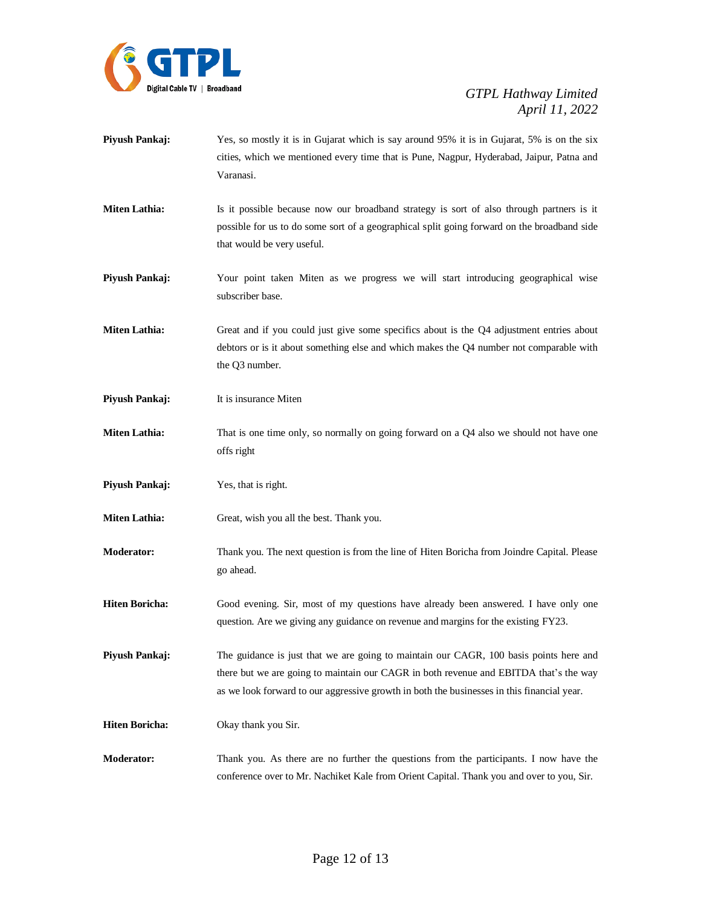**Piyush Pankaj:** Yes, so mostly it is in Gujarat which is say around 95% it is in Gujarat, 5% is on the six cities, which we mentioned every time that is Pune, Nagpur, Hyderabad, Jaipur, Patna and Varanasi.

**Miten Lathia:** Is it possible because now our broadband strategy is sort of also through partners is it possible for us to do some sort of a geographical split going forward on the broadband side that would be very useful.

**Piyush Pankaj:** Your point taken Miten as we progress we will start introducing geographical wise subscriber base.

**Miten Lathia:** Great and if you could just give some specifics about is the Q4 adjustment entries about debtors or is it about something else and which makes the Q4 number not comparable with the Q3 number.

**Piyush Pankaj:** It is insurance Miten

**Miten Lathia:** That is one time only, so normally on going forward on a Q4 also we should not have one offs right

**Piyush Pankaj:** Yes, that is right.

**Miten Lathia:** Great, wish you all the best. Thank you.

**Moderator:** Thank you. The next question is from the line of Hiten Boricha from Joindre Capital. Please go ahead.

**Hiten Boricha:** Good evening. Sir, most of my questions have already been answered. I have only one question. Are we giving any guidance on revenue and margins for the existing FY23.

**Piyush Pankaj:** The guidance is just that we are going to maintain our CAGR, 100 basis points here and there but we are going to maintain our CAGR in both revenue and EBITDA that's the way as we look forward to our aggressive growth in both the businesses in this financial year.

**Hiten Boricha:** Okay thank you Sir.

**Moderator:** Thank you. As there are no further the questions from the participants. I now have the conference over to Mr. Nachiket Kale from Orient Capital. Thank you and over to you, Sir.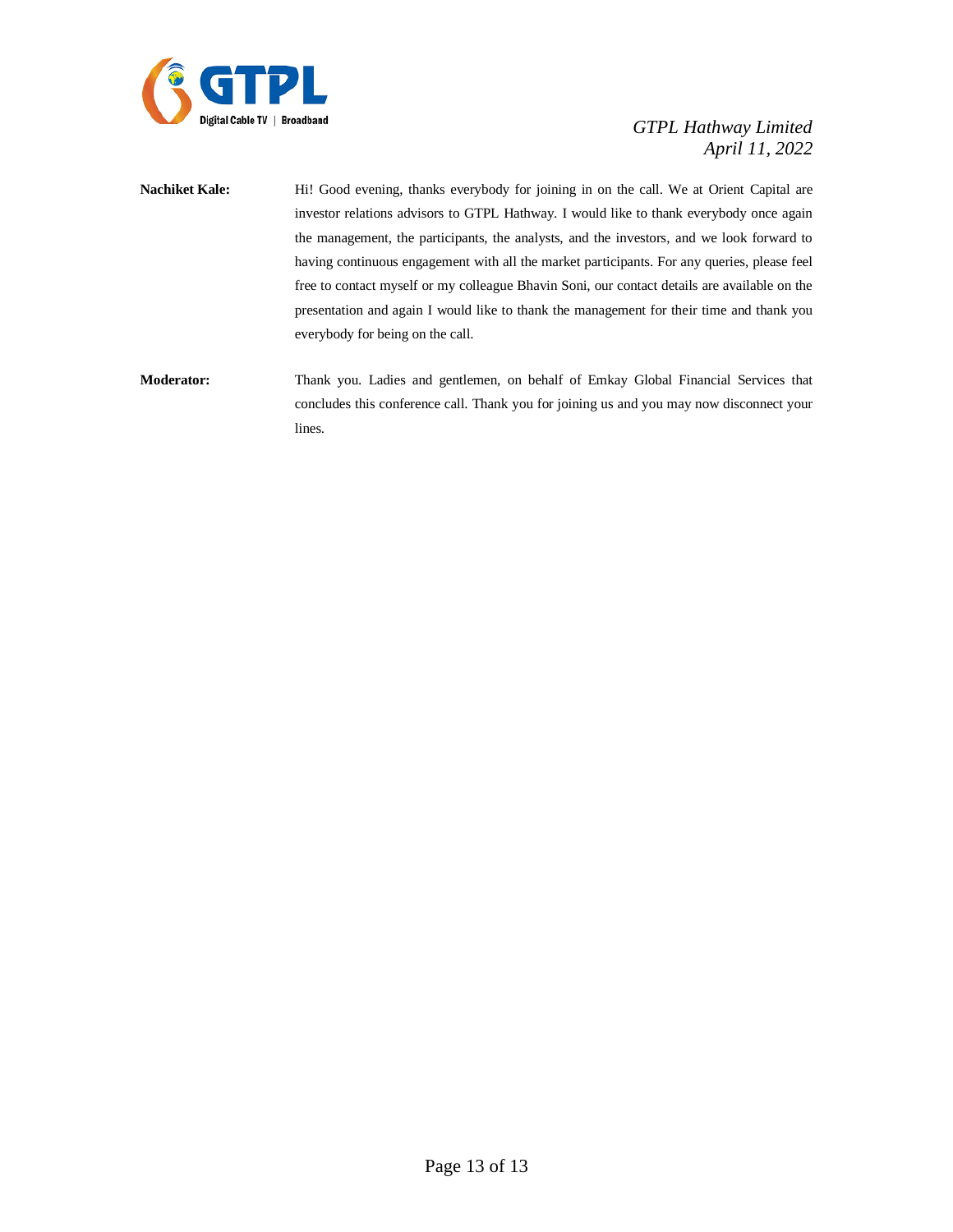**Nachiket Kale:** Hi! Good evening, thanks everybody for joining in on the call. We at Orient Capital are investor relations advisors to GTPL Hathway. I would like to thank everybody once again the management, the participants, the analysts, and the investors, and we look forward to having continuous engagement with all the market participants. For any queries, please feel free to contact myself or my colleague Bhavin Soni, our contact details are available on the presentation and again I would like to thank the management for their time and thank you everybody for being on the call.

**Moderator:** Thank you. Ladies and gentlemen, on behalf of Emkay Global Financial Services that concludes this conference call. Thank you for joining us and you may now disconnect your lines.